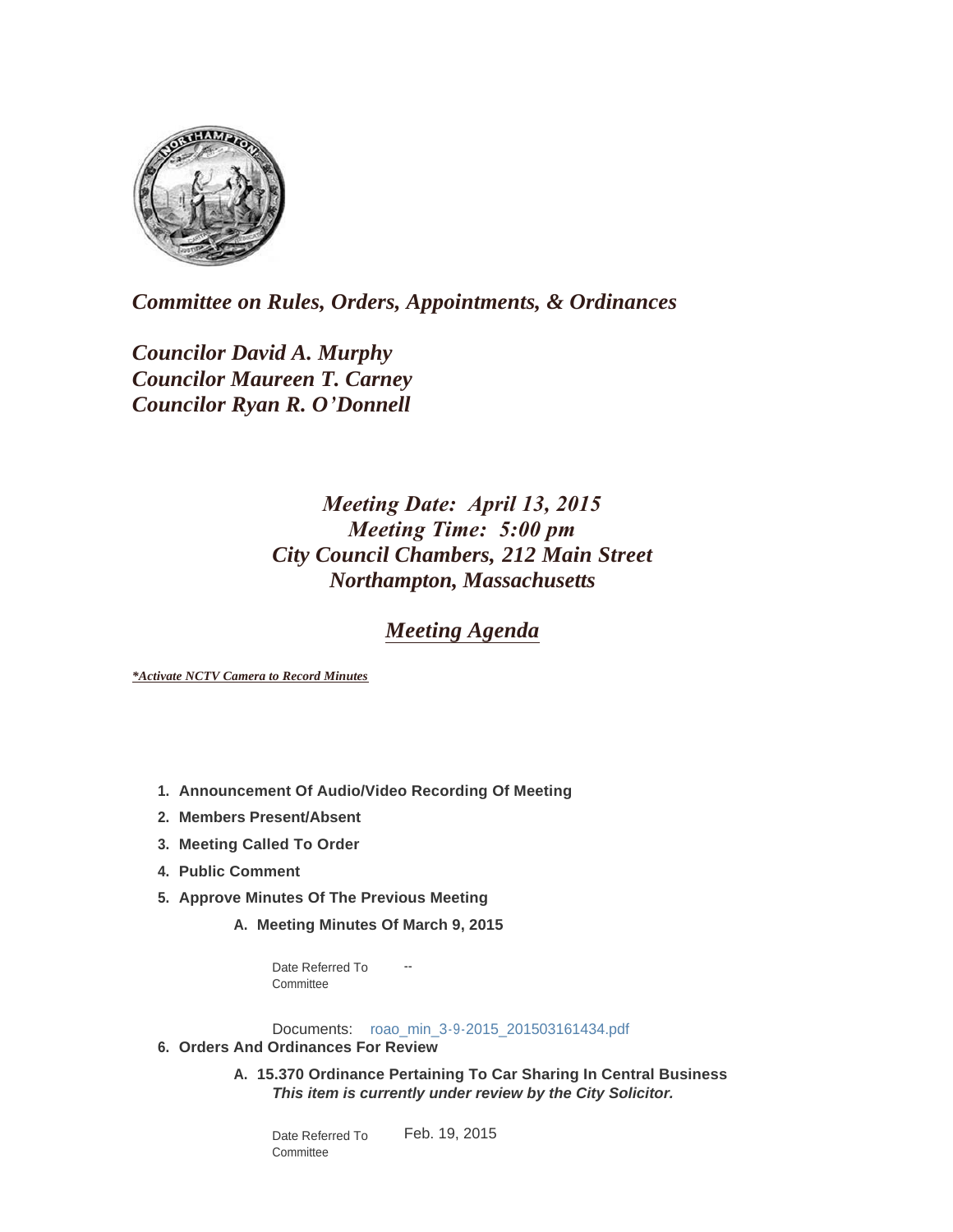*Committee on Rules, Orders, Appointments, & Ordinances*

*Councilor David A. Murphy*
*Councilor Maureen T. Carney*
*Councilor Ryan R. O'Donnell*

*Meeting Date: April 13, 2015*
*Meeting Time: 5:00 pm*
*City Council Chambers, 212 Main Street*
*Northampton, Massachusetts*

# *Meeting Agenda*

***Activate NCTV Camera to Record Minutes***

1. **Announcement Of Audio/Video Recording Of Meeting**
2. **Members Present/Absent**
3. **Meeting Called To Order**
4. **Public Comment**
5. **Approve Minutes Of The Previous Meeting**

   A. **Meeting Minutes Of March 9, 2015**

   Date Referred To Committee: --

   Documents: roao_min_3-9-2015_201503161434.pdf

6. **Orders And Ordinances For Review**

   A. **15.370 Ordinance Pertaining To Car Sharing In Central Business**
   ***This item is currently under review by the City Solicitor.***

   Date Referred To Committee: Feb. 19, 2015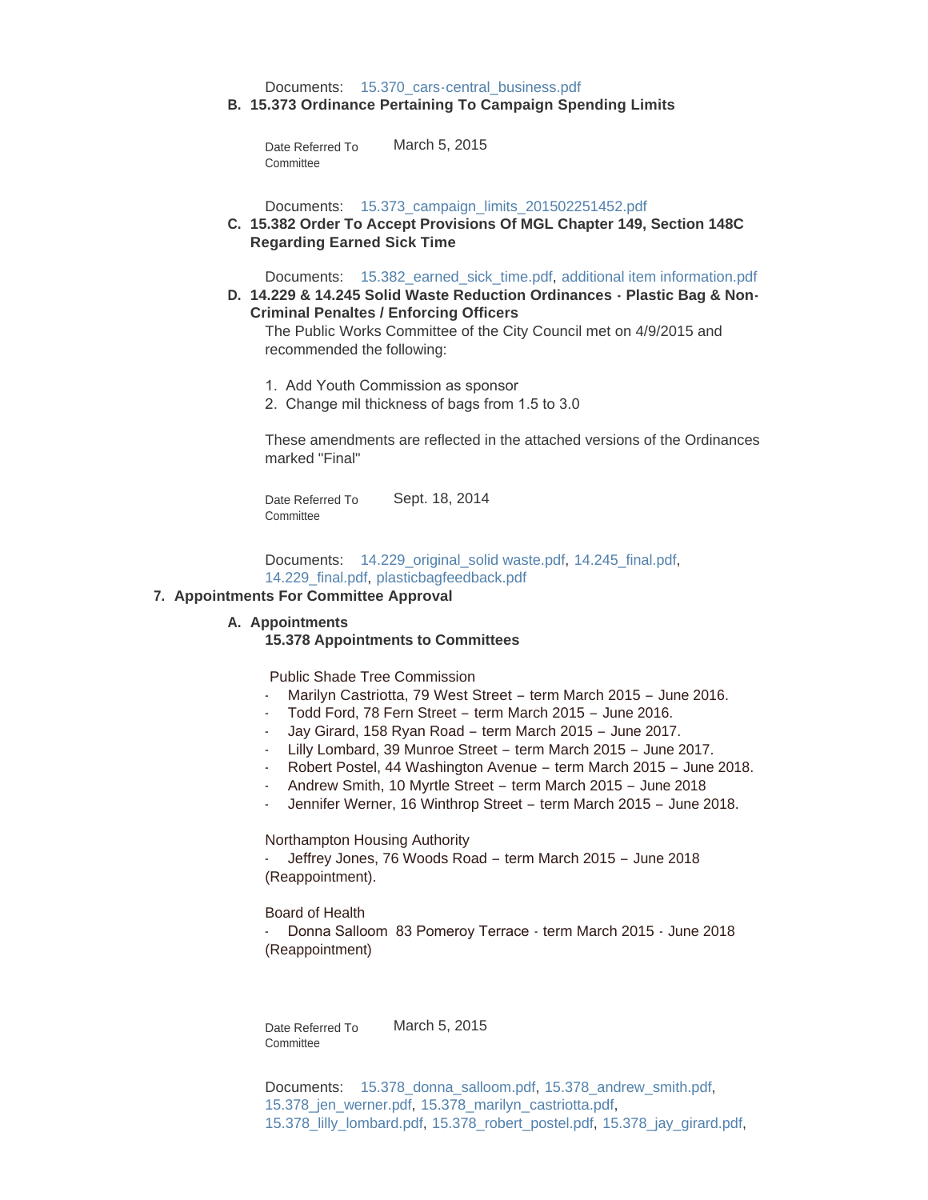Documents: 15.370_cars-central_business.pdf

**B. 15.373 Ordinance Pertaining To Campaign Spending Limits**

Date Referred To Committee: March 5, 2015

Documents: 15.373_campaign_limits_201502251452.pdf

**C. 15.382 Order To Accept Provisions Of MGL Chapter 149, Section 148C Regarding Earned Sick Time**

Documents: 15.382_earned_sick_time.pdf, additional item information.pdf

**D. 14.229 & 14.245 Solid Waste Reduction Ordinances - Plastic Bag & Non-Criminal Penaltes / Enforcing Officers**

The Public Works Committee of the City Council met on 4/9/2015 and recommended the following:

1. Add Youth Commission as sponsor
2. Change mil thickness of bags from 1.5 to 3.0

These amendments are reflected in the attached versions of the Ordinances marked "Final"

Date Referred To Committee: Sept. 18, 2014

Documents: 14.229_original_solid waste.pdf, 14.245_final.pdf, 14.229_final.pdf, plasticbagfeedback.pdf

## 7. Appointments For Committee Approval

**A. Appointments**

**15.378 Appointments to Committees**

Public Shade Tree Commission

- Marilyn Castriotta, 79 West Street – term March 2015 – June 2016.
- Todd Ford, 78 Fern Street – term March 2015 – June 2016.
- Jay Girard, 158 Ryan Road – term March 2015 – June 2017.
- Lilly Lombard, 39 Munroe Street – term March 2015 – June 2017.
- Robert Postel, 44 Washington Avenue – term March 2015 – June 2018.
- Andrew Smith, 10 Myrtle Street – term March 2015 – June 2018
- Jennifer Werner, 16 Winthrop Street – term March 2015 – June 2018.

Northampton Housing Authority

- Jeffrey Jones, 76 Woods Road – term March 2015 – June 2018 (Reappointment).

Board of Health

- Donna Salloom 83 Pomeroy Terrace - term March 2015 - June 2018 (Reappointment)

Date Referred To Committee: March 5, 2015

Documents: 15.378_donna_salloom.pdf, 15.378_andrew_smith.pdf, 15.378_jen_werner.pdf, 15.378_marilyn_castriotta.pdf, 15.378_lilly_lombard.pdf, 15.378_robert_postel.pdf, 15.378_jay_girard.pdf,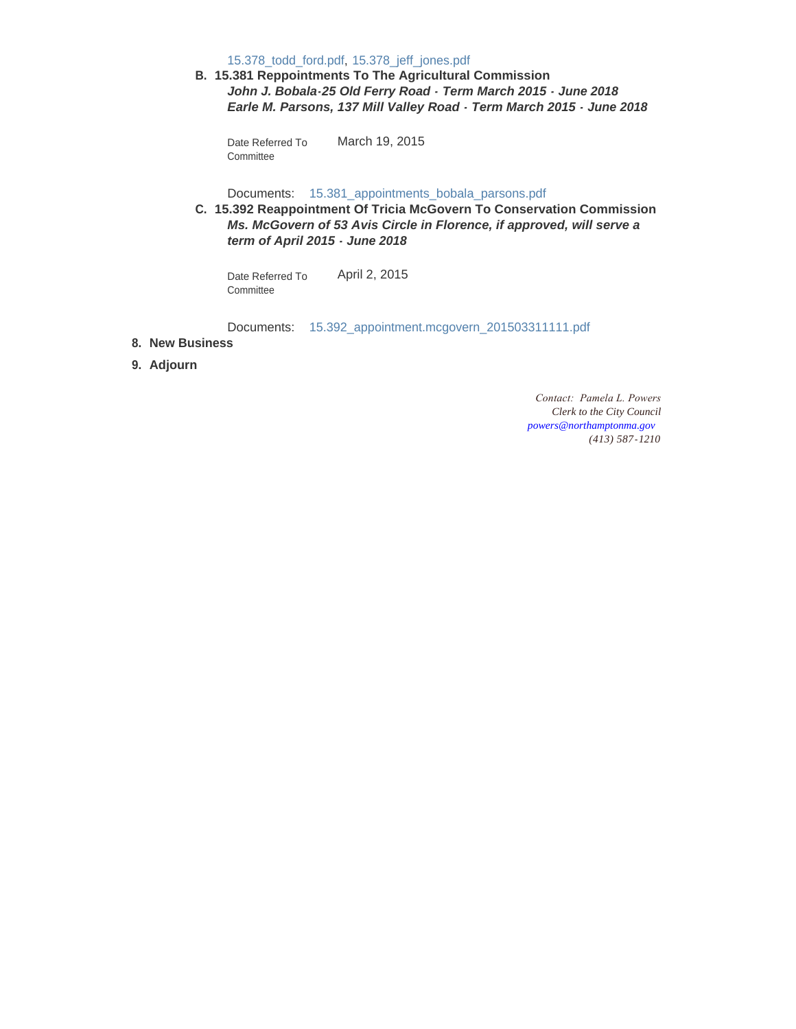15.378_todd_ford.pdf, 15.378_jeff_jones.pdf

**B. 15.381 Reppointments To The Agricultural Commission**
***John J. Bobala-25 Old Ferry Road - Term March 2015 - June 2018***
***Earle M. Parsons, 137 Mill Valley Road - Term March 2015 - June 2018***

| | |
|---|---|
| Date Referred To Committee | March 19, 2015 |

Documents: 15.381_appointments_bobala_parsons.pdf

**C. 15.392 Reappointment Of Tricia McGovern To Conservation Commission**
***Ms. McGovern of 53 Avis Circle in Florence, if approved, will serve a term of April 2015 - June 2018***

| | |
|---|---|
| Date Referred To Committee | April 2, 2015 |

Documents: 15.392_appointment.mcgovern_201503311111.pdf

**8. New Business**

**9. Adjourn**

*Contact: Pamela L. Powers*
*Clerk to the City Council*
*powers@northamptonma.gov*
*(413) 587-1210*